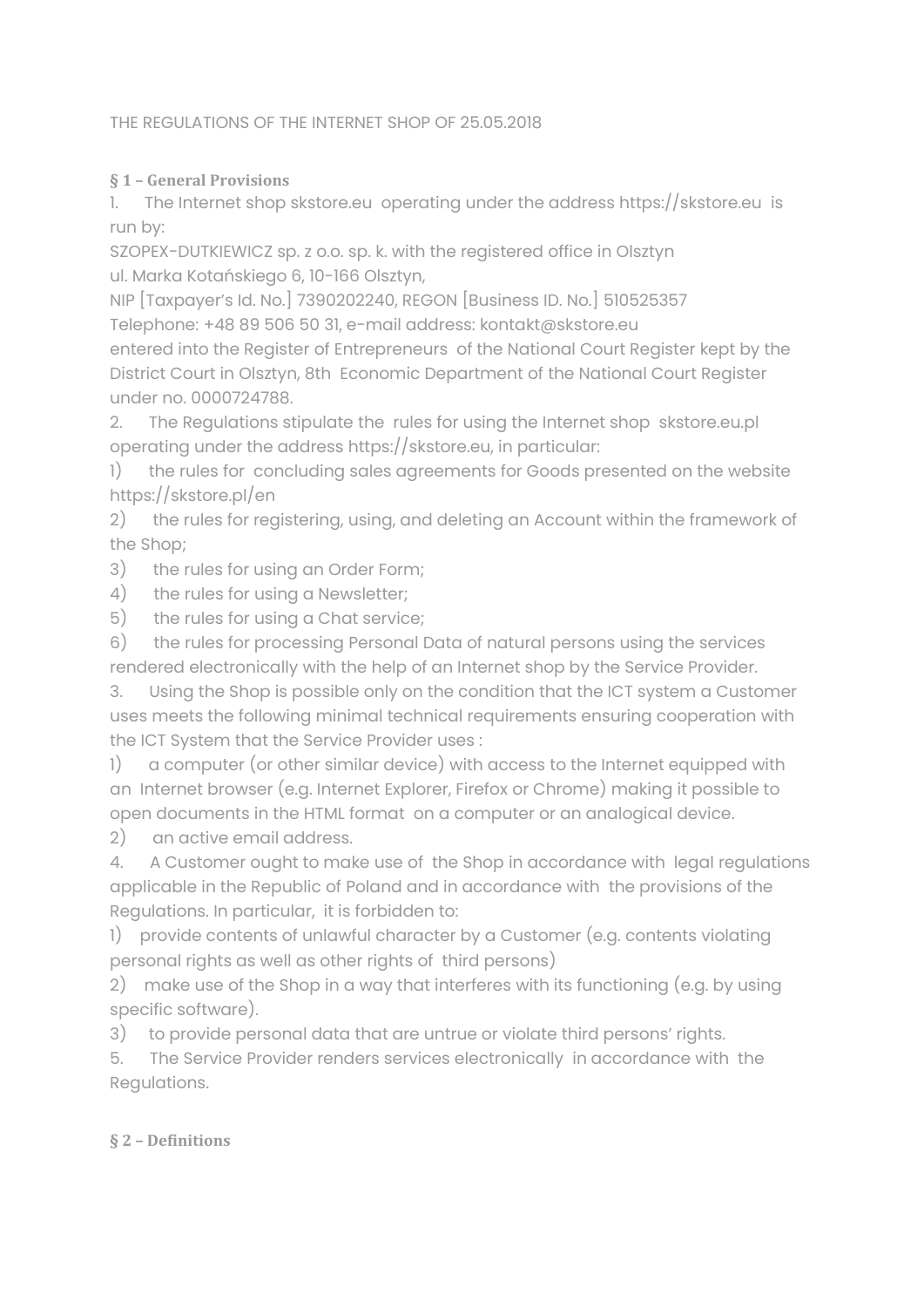THE REGULATIONS OF THE INTERNET SHOP OF 25.05.2018

**§ 1 – General Provisions**

1. The Internet shop skstore.eu operating under the address https://skstore.eu is run by:
SZOPEX-DUTKIEWICZ sp. z o.o. sp. k. with the registered office in Olsztyn
ul. Marka Kotańskiego 6, 10-166 Olsztyn,
NIP [Taxpayer's Id. No.] 7390202240, REGON [Business ID. No.] 510525357
Telephone: +48 89 506 50 31, e-mail address: kontakt@skstore.eu
entered into the Register of Entrepreneurs of the National Court Register kept by the District Court in Olsztyn, 8th Economic Department of the National Court Register under no. 0000724788.
2. The Regulations stipulate the rules for using the Internet shop skstore.eu.pl operating under the address https://skstore.eu, in particular:
1) the rules for concluding sales agreements for Goods presented on the website https://skstore.pl/en
2) the rules for registering, using, and deleting an Account within the framework of the Shop;
3) the rules for using an Order Form;
4) the rules for using a Newsletter;
5) the rules for using a Chat service;
6) the rules for processing Personal Data of natural persons using the services rendered electronically with the help of an Internet shop by the Service Provider.
3. Using the Shop is possible only on the condition that the ICT system a Customer uses meets the following minimal technical requirements ensuring cooperation with the ICT System that the Service Provider uses :
1) a computer (or other similar device) with access to the Internet equipped with an Internet browser (e.g. Internet Explorer, Firefox or Chrome) making it possible to open documents in the HTML format on a computer or an analogical device.
2) an active email address.
4. A Customer ought to make use of the Shop in accordance with legal regulations applicable in the Republic of Poland and in accordance with the provisions of the Regulations. In particular, it is forbidden to:
1) provide contents of unlawful character by a Customer (e.g. contents violating personal rights as well as other rights of third persons)
2) make use of the Shop in a way that interferes with its functioning (e.g. by using specific software).
3) to provide personal data that are untrue or violate third persons' rights.
5. The Service Provider renders services electronically in accordance with the Regulations.

**§ 2 – Definitions**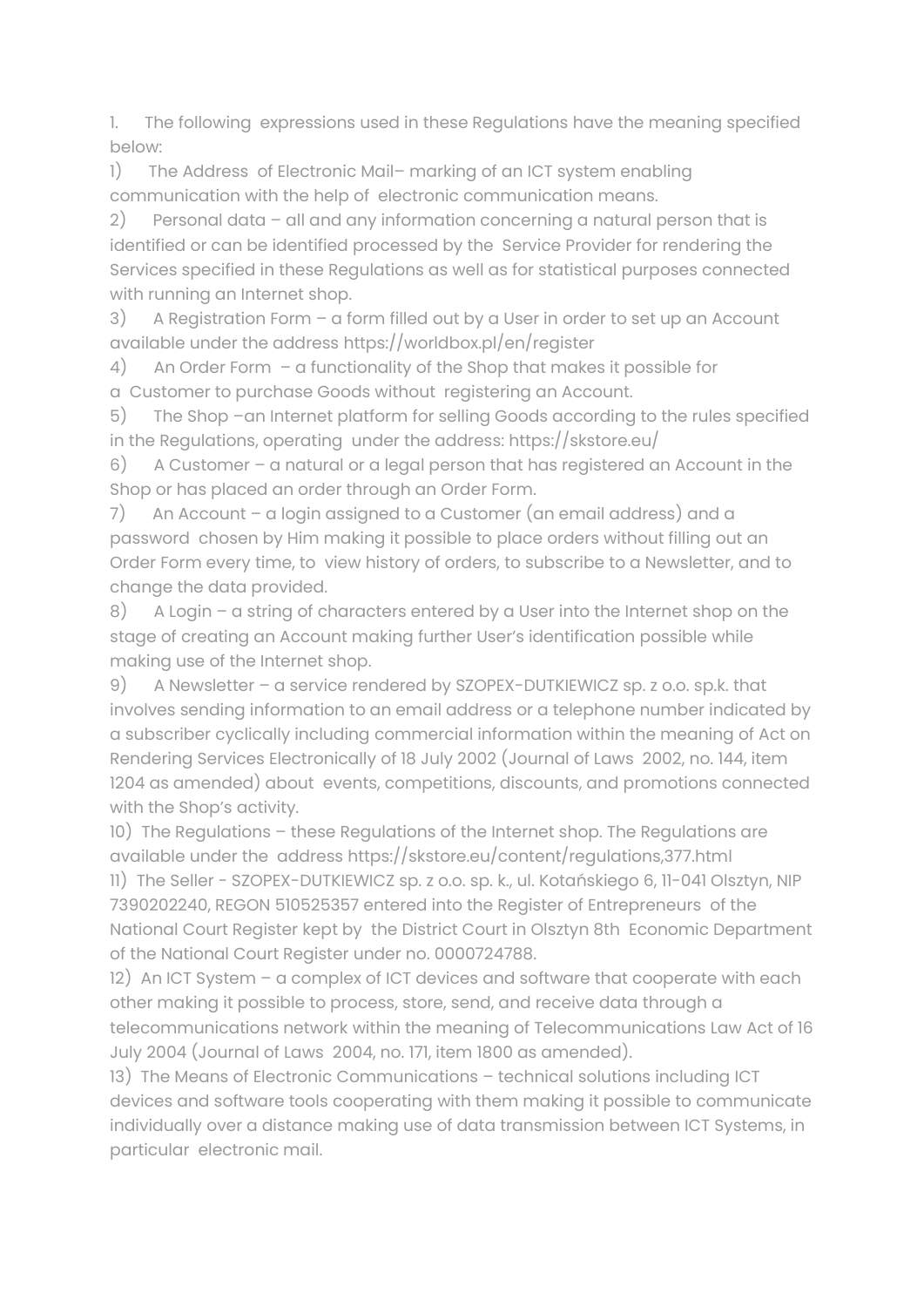1. The following expressions used in these Regulations have the meaning specified below:

1) The Address of Electronic Mail– marking of an ICT system enabling communication with the help of electronic communication means.

2) Personal data – all and any information concerning a natural person that is identified or can be identified processed by the Service Provider for rendering the Services specified in these Regulations as well as for statistical purposes connected with running an Internet shop.

3) A Registration Form – a form filled out by a User in order to set up an Account available under the address https://worldbox.pl/en/register

4) An Order Form – a functionality of the Shop that makes it possible for a Customer to purchase Goods without registering an Account.

5) The Shop –an Internet platform for selling Goods according to the rules specified in the Regulations, operating under the address: https://skstore.eu/

6) A Customer – a natural or a legal person that has registered an Account in the Shop or has placed an order through an Order Form.

7) An Account – a login assigned to a Customer (an email address) and a password chosen by Him making it possible to place orders without filling out an Order Form every time, to view history of orders, to subscribe to a Newsletter, and to change the data provided.

8) A Login – a string of characters entered by a User into the Internet shop on the stage of creating an Account making further User's identification possible while making use of the Internet shop.

9) A Newsletter – a service rendered by SZOPEX-DUTKIEWICZ sp. z o.o. sp.k. that involves sending information to an email address or a telephone number indicated by a subscriber cyclically including commercial information within the meaning of Act on Rendering Services Electronically of 18 July 2002 (Journal of Laws 2002, no. 144, item 1204 as amended) about events, competitions, discounts, and promotions connected with the Shop's activity.

10) The Regulations – these Regulations of the Internet shop. The Regulations are available under the address https://skstore.eu/content/regulations,377.html

11) The Seller - SZOPEX-DUTKIEWICZ sp. z o.o. sp. k., ul. Kotańskiego 6, 11-041 Olsztyn, NIP 7390202240, REGON 510525357 entered into the Register of Entrepreneurs of the National Court Register kept by the District Court in Olsztyn 8th Economic Department of the National Court Register under no. 0000724788.

12) An ICT System – a complex of ICT devices and software that cooperate with each other making it possible to process, store, send, and receive data through a telecommunications network within the meaning of Telecommunications Law Act of 16 July 2004 (Journal of Laws 2004, no. 171, item 1800 as amended).

13) The Means of Electronic Communications – technical solutions including ICT devices and software tools cooperating with them making it possible to communicate individually over a distance making use of data transmission between ICT Systems, in particular electronic mail.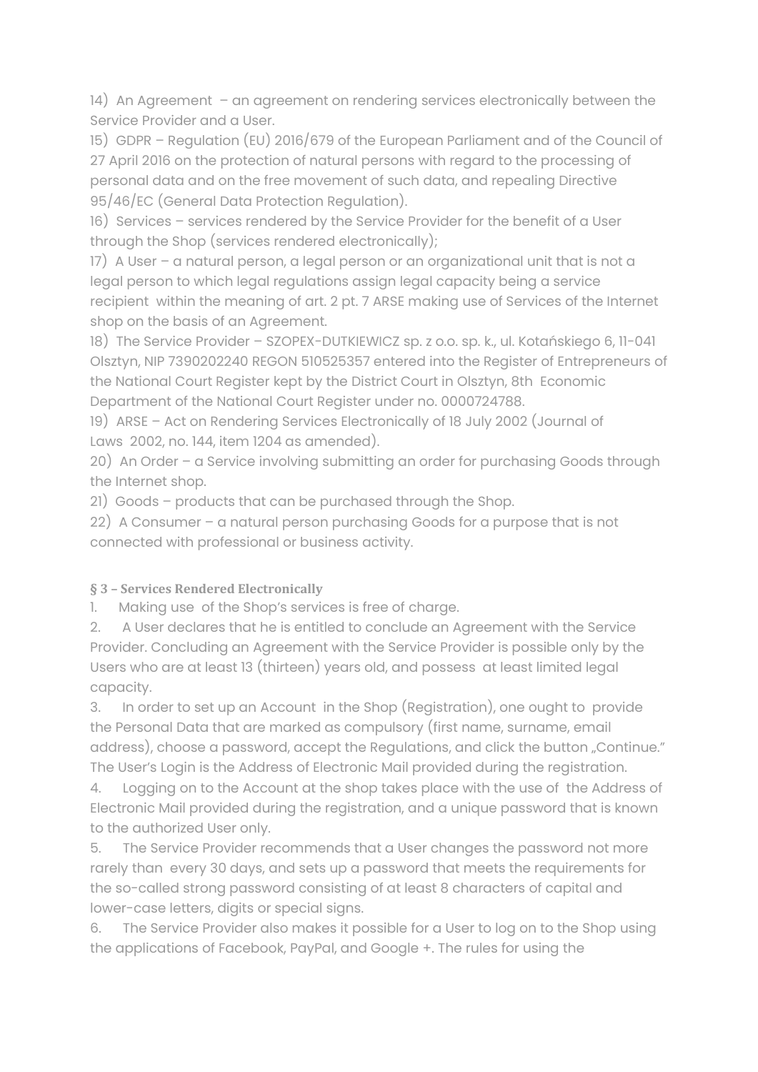14) An Agreement – an agreement on rendering services electronically between the Service Provider and a User.

15) GDPR – Regulation (EU) 2016/679 of the European Parliament and of the Council of 27 April 2016 on the protection of natural persons with regard to the processing of personal data and on the free movement of such data, and repealing Directive 95/46/EC (General Data Protection Regulation).

16) Services – services rendered by the Service Provider for the benefit of a User through the Shop (services rendered electronically);

17) A User – a natural person, a legal person or an organizational unit that is not a legal person to which legal regulations assign legal capacity being a service recipient within the meaning of art. 2 pt. 7 ARSE making use of Services of the Internet shop on the basis of an Agreement.

18) The Service Provider – SZOPEX-DUTKIEWICZ sp. z o.o. sp. k., ul. Kotańskiego 6, 11-041 Olsztyn, NIP 7390202240 REGON 510525357 entered into the Register of Entrepreneurs of the National Court Register kept by the District Court in Olsztyn, 8th Economic Department of the National Court Register under no. 0000724788.

19) ARSE – Act on Rendering Services Electronically of 18 July 2002 (Journal of Laws 2002, no. 144, item 1204 as amended).

20) An Order – a Service involving submitting an order for purchasing Goods through the Internet shop.

21) Goods – products that can be purchased through the Shop.

22) A Consumer – a natural person purchasing Goods for a purpose that is not connected with professional or business activity.

**§ 3 – Services Rendered Electronically**

1. Making use of the Shop's services is free of charge.
2. A User declares that he is entitled to conclude an Agreement with the Service Provider. Concluding an Agreement with the Service Provider is possible only by the Users who are at least 13 (thirteen) years old, and possess at least limited legal capacity.
3. In order to set up an Account in the Shop (Registration), one ought to provide the Personal Data that are marked as compulsory (first name, surname, email address), choose a password, accept the Regulations, and click the button „Continue." The User's Login is the Address of Electronic Mail provided during the registration.
4. Logging on to the Account at the shop takes place with the use of the Address of Electronic Mail provided during the registration, and a unique password that is known to the authorized User only.
5. The Service Provider recommends that a User changes the password not more rarely than every 30 days, and sets up a password that meets the requirements for the so-called strong password consisting of at least 8 characters of capital and lower-case letters, digits or special signs.
6. The Service Provider also makes it possible for a User to log on to the Shop using the applications of Facebook, PayPal, and Google +. The rules for using the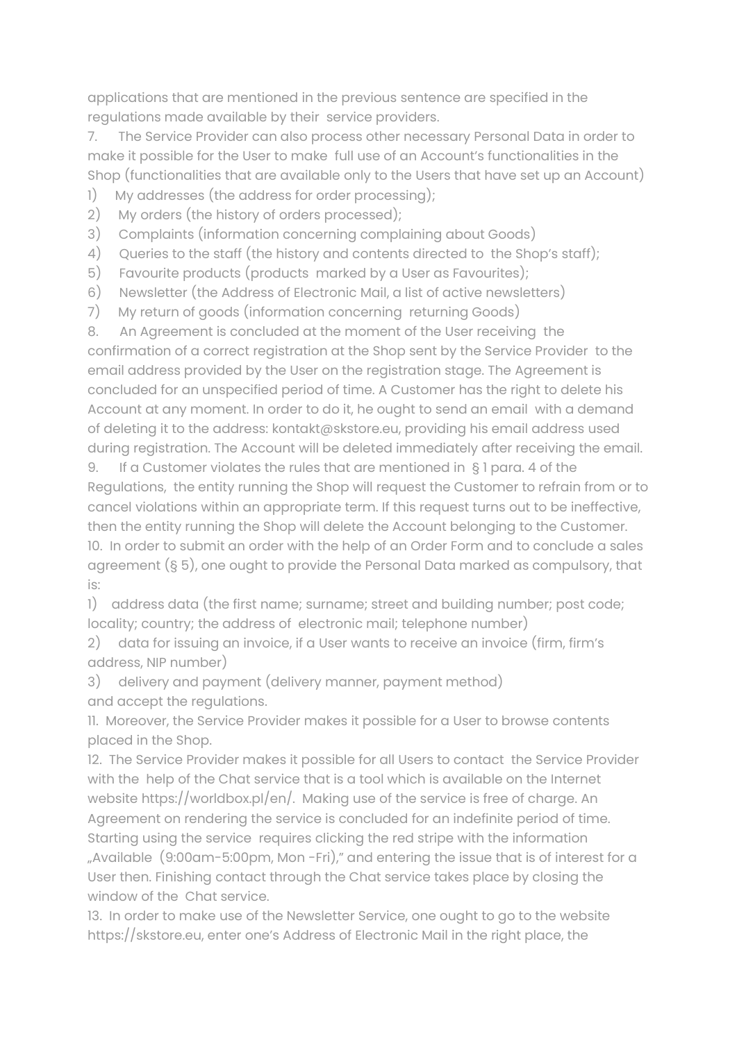applications that are mentioned in the previous sentence are specified in the regulations made available by their service providers.

7. The Service Provider can also process other necessary Personal Data in order to make it possible for the User to make full use of an Account's functionalities in the Shop (functionalities that are available only to the Users that have set up an Account)

1) My addresses (the address for order processing);
2) My orders (the history of orders processed);
3) Complaints (information concerning complaining about Goods)
4) Queries to the staff (the history and contents directed to the Shop's staff);
5) Favourite products (products marked by a User as Favourites);
6) Newsletter (the Address of Electronic Mail, a list of active newsletters)
7) My return of goods (information concerning returning Goods)

8. An Agreement is concluded at the moment of the User receiving the confirmation of a correct registration at the Shop sent by the Service Provider to the email address provided by the User on the registration stage. The Agreement is concluded for an unspecified period of time. A Customer has the right to delete his Account at any moment. In order to do it, he ought to send an email with a demand of deleting it to the address: kontakt@skstore.eu, providing his email address used during registration. The Account will be deleted immediately after receiving the email.

9. If a Customer violates the rules that are mentioned in § 1 para. 4 of the Regulations, the entity running the Shop will request the Customer to refrain from or to cancel violations within an appropriate term. If this request turns out to be ineffective, then the entity running the Shop will delete the Account belonging to the Customer.

10. In order to submit an order with the help of an Order Form and to conclude a sales agreement (§ 5), one ought to provide the Personal Data marked as compulsory, that is:

1) address data (the first name; surname; street and building number; post code; locality; country; the address of electronic mail; telephone number)
2) data for issuing an invoice, if a User wants to receive an invoice (firm, firm's address, NIP number)
3) delivery and payment (delivery manner, payment method)

and accept the regulations.

11. Moreover, the Service Provider makes it possible for a User to browse contents placed in the Shop.

12. The Service Provider makes it possible for all Users to contact the Service Provider with the help of the Chat service that is a tool which is available on the Internet website https://worldbox.pl/en/. Making use of the service is free of charge. An Agreement on rendering the service is concluded for an indefinite period of time. Starting using the service requires clicking the red stripe with the information „Available (9:00am-5:00pm, Mon -Fri)," and entering the issue that is of interest for a User then. Finishing contact through the Chat service takes place by closing the window of the Chat service.

13. In order to make use of the Newsletter Service, one ought to go to the website https://skstore.eu, enter one's Address of Electronic Mail in the right place, the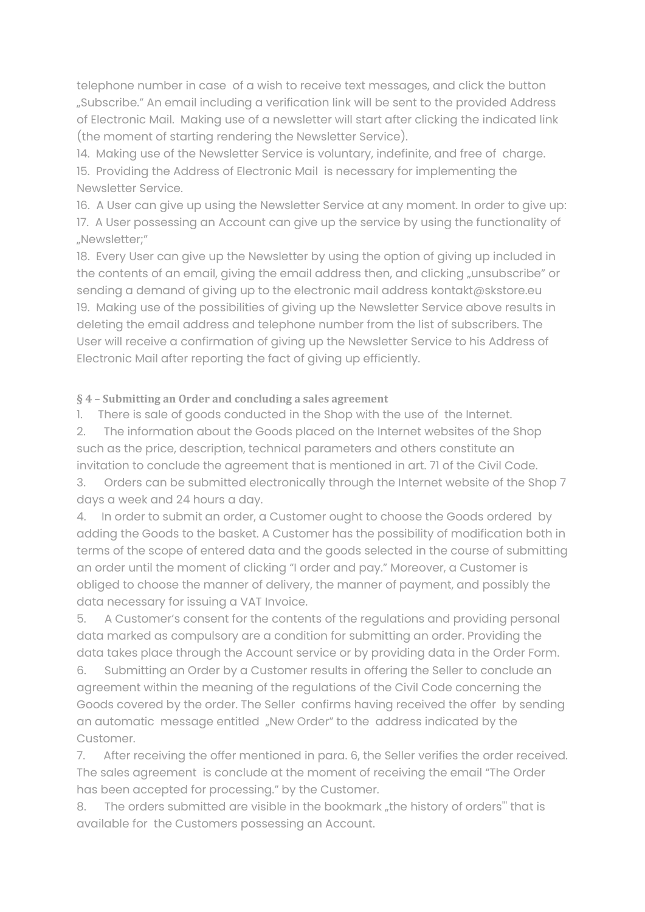telephone number in case of a wish to receive text messages, and click the button „Subscribe." An email including a verification link will be sent to the provided Address of Electronic Mail. Making use of a newsletter will start after clicking the indicated link (the moment of starting rendering the Newsletter Service).

14. Making use of the Newsletter Service is voluntary, indefinite, and free of charge.
15. Providing the Address of Electronic Mail is necessary for implementing the Newsletter Service.
16. A User can give up using the Newsletter Service at any moment. In order to give up:
17. A User possessing an Account can give up the service by using the functionality of „Newsletter;"
18. Every User can give up the Newsletter by using the option of giving up included in the contents of an email, giving the email address then, and clicking „unsubscribe" or sending a demand of giving up to the electronic mail address kontakt@skstore.eu
19. Making use of the possibilities of giving up the Newsletter Service above results in deleting the email address and telephone number from the list of subscribers. The User will receive a confirmation of giving up the Newsletter Service to his Address of Electronic Mail after reporting the fact of giving up efficiently.

**§ 4 – Submitting an Order and concluding a sales agreement**

1. There is sale of goods conducted in the Shop with the use of the Internet.
2. The information about the Goods placed on the Internet websites of the Shop such as the price, description, technical parameters and others constitute an invitation to conclude the agreement that is mentioned in art. 71 of the Civil Code.
3. Orders can be submitted electronically through the Internet website of the Shop 7 days a week and 24 hours a day.
4. In order to submit an order, a Customer ought to choose the Goods ordered by adding the Goods to the basket. A Customer has the possibility of modification both in terms of the scope of entered data and the goods selected in the course of submitting an order until the moment of clicking "I order and pay." Moreover, a Customer is obliged to choose the manner of delivery, the manner of payment, and possibly the data necessary for issuing a VAT Invoice.
5. A Customer's consent for the contents of the regulations and providing personal data marked as compulsory are a condition for submitting an order. Providing the data takes place through the Account service or by providing data in the Order Form.
6. Submitting an Order by a Customer results in offering the Seller to conclude an agreement within the meaning of the regulations of the Civil Code concerning the Goods covered by the order. The Seller confirms having received the offer by sending an automatic message entitled „New Order" to the address indicated by the Customer.
7. After receiving the offer mentioned in para. 6, the Seller verifies the order received. The sales agreement is conclude at the moment of receiving the email "The Order has been accepted for processing." by the Customer.
8. The orders submitted are visible in the bookmark „the history of orders"' that is available for the Customers possessing an Account.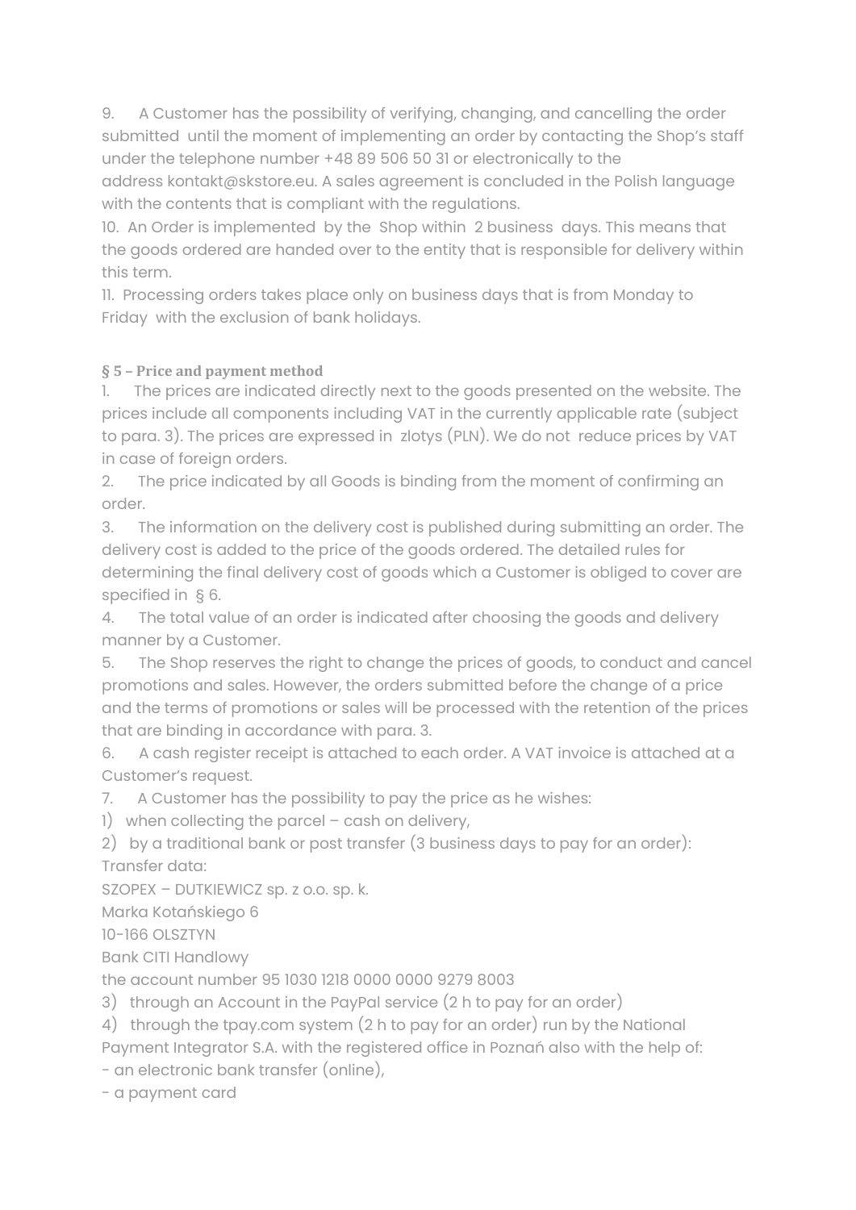9. A Customer has the possibility of verifying, changing, and cancelling the order submitted until the moment of implementing an order by contacting the Shop's staff under the telephone number +48 89 506 50 31 or electronically to the address kontakt@skstore.eu. A sales agreement is concluded in the Polish language with the contents that is compliant with the regulations.

10. An Order is implemented by the Shop within 2 business days. This means that the goods ordered are handed over to the entity that is responsible for delivery within this term.

11. Processing orders takes place only on business days that is from Monday to Friday with the exclusion of bank holidays.

**§ 5 – Price and payment method**

1. The prices are indicated directly next to the goods presented on the website. The prices include all components including VAT in the currently applicable rate (subject to para. 3). The prices are expressed in zlotys (PLN). We do not reduce prices by VAT in case of foreign orders.

2. The price indicated by all Goods is binding from the moment of confirming an order.

3. The information on the delivery cost is published during submitting an order. The delivery cost is added to the price of the goods ordered. The detailed rules for determining the final delivery cost of goods which a Customer is obliged to cover are specified in § 6.

4. The total value of an order is indicated after choosing the goods and delivery manner by a Customer.

5. The Shop reserves the right to change the prices of goods, to conduct and cancel promotions and sales. However, the orders submitted before the change of a price and the terms of promotions or sales will be processed with the retention of the prices that are binding in accordance with para. 3.

6. A cash register receipt is attached to each order. A VAT invoice is attached at a Customer's request.

7. A Customer has the possibility to pay the price as he wishes:

1) when collecting the parcel – cash on delivery,

2) by a traditional bank or post transfer (3 business days to pay for an order):
Transfer data:
SZOPEX – DUTKIEWICZ sp. z o.o. sp. k.
Marka Kotańskiego 6
10-166 OLSZTYN
Bank CITI Handlowy
the account number 95 1030 1218 0000 0000 9279 8003

3) through an Account in the PayPal service (2 h to pay for an order)

4) through the tpay.com system (2 h to pay for an order) run by the National Payment Integrator S.A. with the registered office in Poznań also with the help of:
- an electronic bank transfer (online),
- a payment card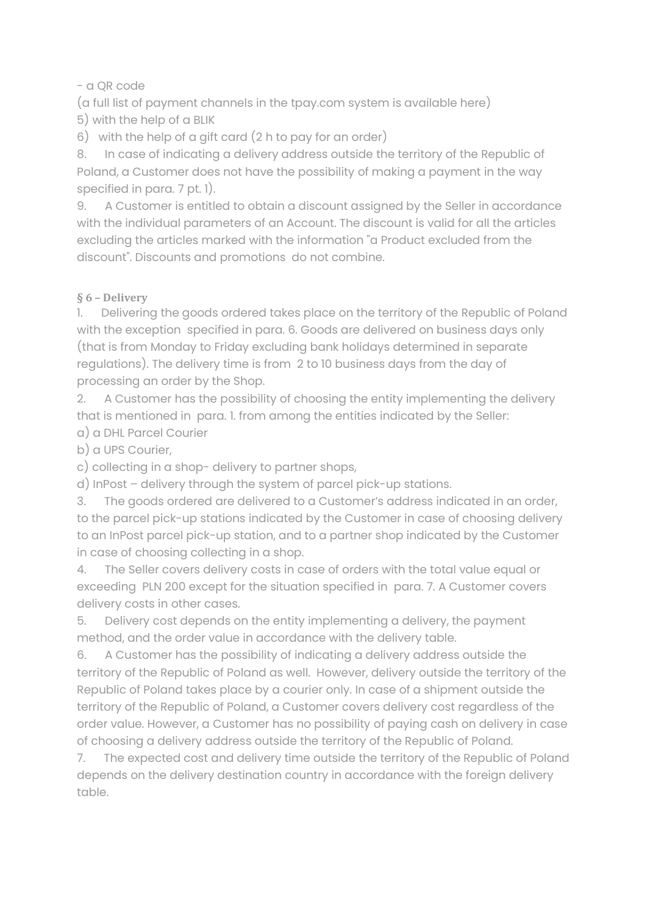- a QR code

(a full list of payment channels in the tpay.com system is available here)

5) with the help of a BLIK

6) with the help of a gift card (2 h to pay for an order)

8. In case of indicating a delivery address outside the territory of the Republic of Poland, a Customer does not have the possibility of making a payment in the way specified in para. 7 pt. 1).

9. A Customer is entitled to obtain a discount assigned by the Seller in accordance with the individual parameters of an Account. The discount is valid for all the articles excluding the articles marked with the information "a Product excluded from the discount". Discounts and promotions do not combine.

**§ 6 – Delivery**

1. Delivering the goods ordered takes place on the territory of the Republic of Poland with the exception specified in para. 6. Goods are delivered on business days only (that is from Monday to Friday excluding bank holidays determined in separate regulations). The delivery time is from 2 to 10 business days from the day of processing an order by the Shop.

2. A Customer has the possibility of choosing the entity implementing the delivery that is mentioned in para. 1. from among the entities indicated by the Seller:

a) a DHL Parcel Courier

b) a UPS Courier,

c) collecting in a shop- delivery to partner shops,

d) InPost – delivery through the system of parcel pick-up stations.

3. The goods ordered are delivered to a Customer's address indicated in an order, to the parcel pick-up stations indicated by the Customer in case of choosing delivery to an InPost parcel pick-up station, and to a partner shop indicated by the Customer in case of choosing collecting in a shop.

4. The Seller covers delivery costs in case of orders with the total value equal or exceeding PLN 200 except for the situation specified in para. 7. A Customer covers delivery costs in other cases.

5. Delivery cost depends on the entity implementing a delivery, the payment method, and the order value in accordance with the delivery table.

6. A Customer has the possibility of indicating a delivery address outside the territory of the Republic of Poland as well. However, delivery outside the territory of the Republic of Poland takes place by a courier only. In case of a shipment outside the territory of the Republic of Poland, a Customer covers delivery cost regardless of the order value. However, a Customer has no possibility of paying cash on delivery in case of choosing a delivery address outside the territory of the Republic of Poland.

7. The expected cost and delivery time outside the territory of the Republic of Poland depends on the delivery destination country in accordance with the foreign delivery table.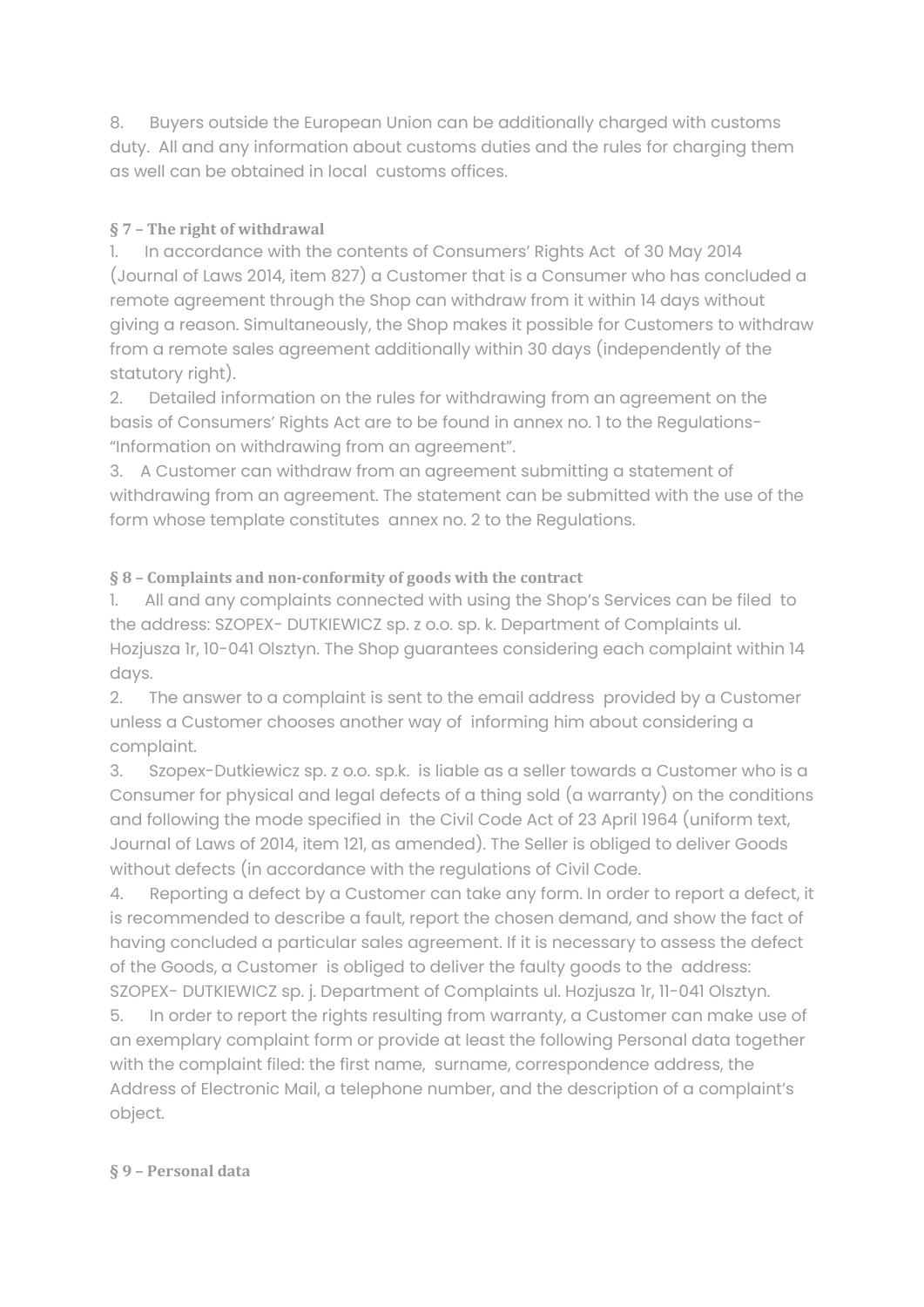8. Buyers outside the European Union can be additionally charged with customs duty. All and any information about customs duties and the rules for charging them as well can be obtained in local customs offices.

**§ 7 – The right of withdrawal**

1. In accordance with the contents of Consumers' Rights Act of 30 May 2014 (Journal of Laws 2014, item 827) a Customer that is a Consumer who has concluded a remote agreement through the Shop can withdraw from it within 14 days without giving a reason. Simultaneously, the Shop makes it possible for Customers to withdraw from a remote sales agreement additionally within 30 days (independently of the statutory right).
2. Detailed information on the rules for withdrawing from an agreement on the basis of Consumers' Rights Act are to be found in annex no. 1 to the Regulations- "Information on withdrawing from an agreement".
3. A Customer can withdraw from an agreement submitting a statement of withdrawing from an agreement. The statement can be submitted with the use of the form whose template constitutes annex no. 2 to the Regulations.

**§ 8 – Complaints and non-conformity of goods with the contract**

1. All and any complaints connected with using the Shop's Services can be filed to the address: SZOPEX- DUTKIEWICZ sp. z o.o. sp. k. Department of Complaints ul. Hozjusza 1r, 10-041 Olsztyn. The Shop guarantees considering each complaint within 14 days.
2. The answer to a complaint is sent to the email address provided by a Customer unless a Customer chooses another way of informing him about considering a complaint.
3. Szopex-Dutkiewicz sp. z o.o. sp.k. is liable as a seller towards a Customer who is a Consumer for physical and legal defects of a thing sold (a warranty) on the conditions and following the mode specified in the Civil Code Act of 23 April 1964 (uniform text, Journal of Laws of 2014, item 121, as amended). The Seller is obliged to deliver Goods without defects (in accordance with the regulations of Civil Code.
4. Reporting a defect by a Customer can take any form. In order to report a defect, it is recommended to describe a fault, report the chosen demand, and show the fact of having concluded a particular sales agreement. If it is necessary to assess the defect of the Goods, a Customer is obliged to deliver the faulty goods to the address: SZOPEX- DUTKIEWICZ sp. j. Department of Complaints ul. Hozjusza 1r, 11-041 Olsztyn.
5. In order to report the rights resulting from warranty, a Customer can make use of an exemplary complaint form or provide at least the following Personal data together with the complaint filed: the first name, surname, correspondence address, the Address of Electronic Mail, a telephone number, and the description of a complaint's object.

**§ 9 – Personal data**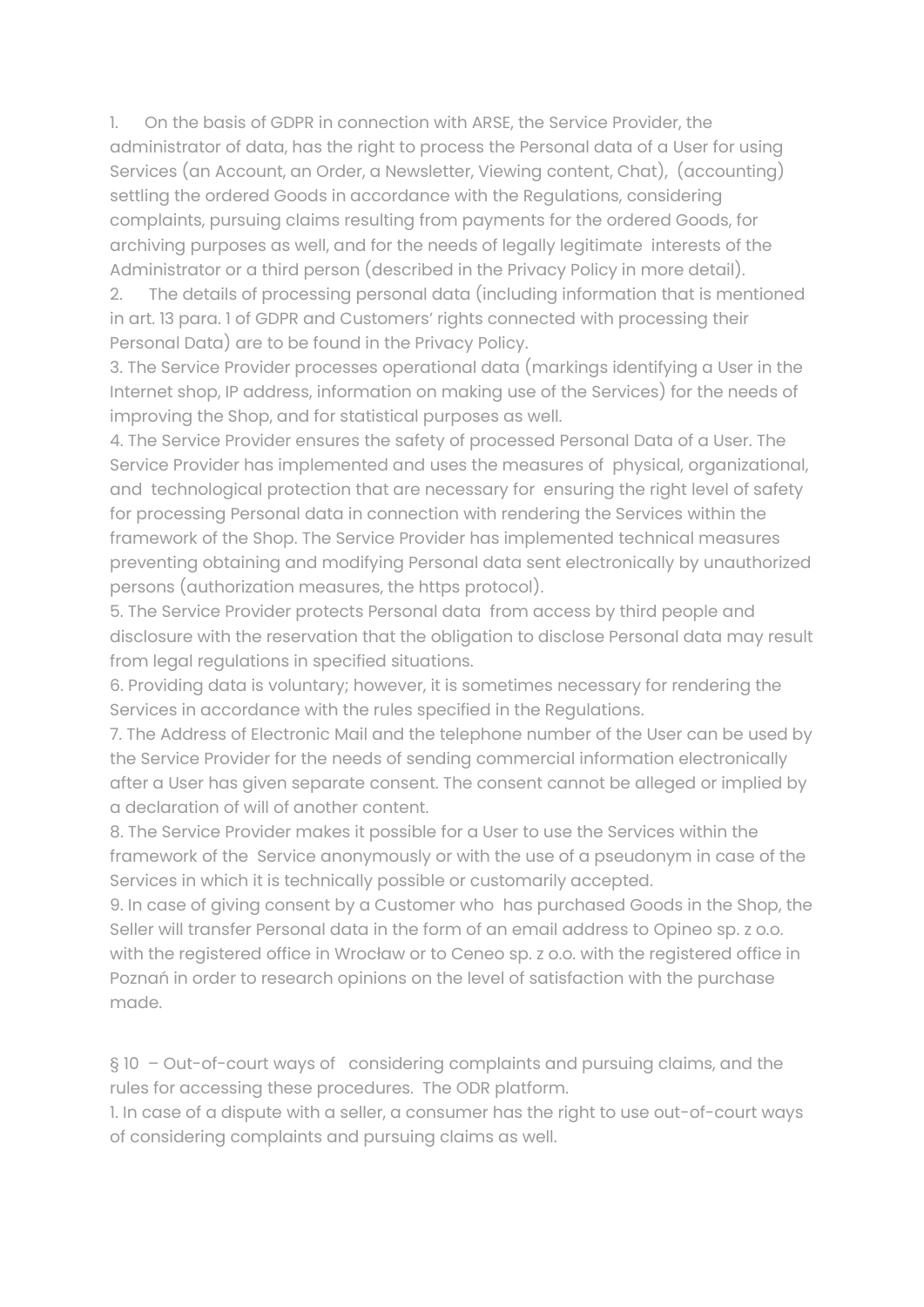1. On the basis of GDPR in connection with ARSE, the Service Provider, the administrator of data, has the right to process the Personal data of a User for using Services (an Account, an Order, a Newsletter, Viewing content, Chat), (accounting) settling the ordered Goods in accordance with the Regulations, considering complaints, pursuing claims resulting from payments for the ordered Goods, for archiving purposes as well, and for the needs of legally legitimate interests of the Administrator or a third person (described in the Privacy Policy in more detail).
2. The details of processing personal data (including information that is mentioned in art. 13 para. 1 of GDPR and Customers' rights connected with processing their Personal Data) are to be found in the Privacy Policy.
3. The Service Provider processes operational data (markings identifying a User in the Internet shop, IP address, information on making use of the Services) for the needs of improving the Shop, and for statistical purposes as well.
4. The Service Provider ensures the safety of processed Personal Data of a User. The Service Provider has implemented and uses the measures of physical, organizational, and technological protection that are necessary for ensuring the right level of safety for processing Personal data in connection with rendering the Services within the framework of the Shop. The Service Provider has implemented technical measures preventing obtaining and modifying Personal data sent electronically by unauthorized persons (authorization measures, the https protocol).
5. The Service Provider protects Personal data from access by third people and disclosure with the reservation that the obligation to disclose Personal data may result from legal regulations in specified situations.
6. Providing data is voluntary; however, it is sometimes necessary for rendering the Services in accordance with the rules specified in the Regulations.
7. The Address of Electronic Mail and the telephone number of the User can be used by the Service Provider for the needs of sending commercial information electronically after a User has given separate consent. The consent cannot be alleged or implied by a declaration of will of another content.
8. The Service Provider makes it possible for a User to use the Services within the framework of the Service anonymously or with the use of a pseudonym in case of the Services in which it is technically possible or customarily accepted.
9. In case of giving consent by a Customer who has purchased Goods in the Shop, the Seller will transfer Personal data in the form of an email address to Opineo sp. z o.o. with the registered office in Wrocław or to Ceneo sp. z o.o. with the registered office in Poznań in order to research opinions on the level of satisfaction with the purchase made.

## § 10 – Out-of-court ways of considering complaints and pursuing claims, and the rules for accessing these procedures. The ODR platform.

1. In case of a dispute with a seller, a consumer has the right to use out-of-court ways of considering complaints and pursuing claims as well.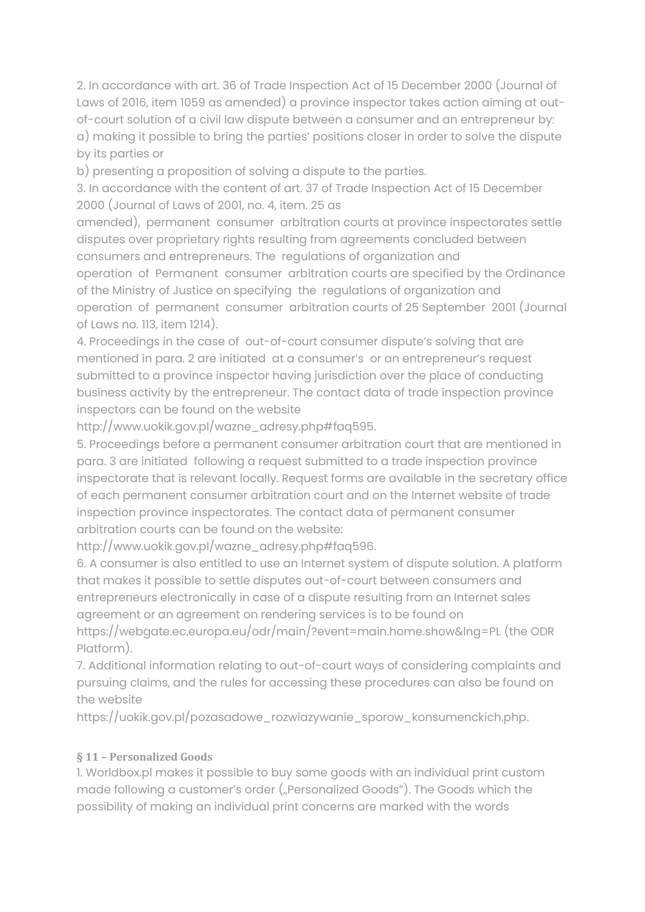2. In accordance with art. 36 of Trade Inspection Act of 15 December 2000 (Journal of Laws of 2016, item 1059 as amended) a province inspector takes action aiming at out-of-court solution of a civil law dispute between a consumer and an entrepreneur by:
a) making it possible to bring the parties' positions closer in order to solve the dispute by its parties or
b) presenting a proposition of solving a dispute to the parties.
3. In accordance with the content of art. 37 of Trade Inspection Act of 15 December 2000 (Journal of Laws of 2001, no. 4, item. 25 as amended), permanent consumer arbitration courts at province inspectorates settle disputes over proprietary rights resulting from agreements concluded between consumers and entrepreneurs. The regulations of organization and operation of Permanent consumer arbitration courts are specified by the Ordinance of the Ministry of Justice on specifying the regulations of organization and operation of permanent consumer arbitration courts of 25 September 2001 (Journal of Laws no. 113, item 1214).
4. Proceedings in the case of out-of-court consumer dispute's solving that are mentioned in para. 2 are initiated at a consumer's or an entrepreneur's request submitted to a province inspector having jurisdiction over the place of conducting business activity by the entrepreneur. The contact data of trade inspection province inspectors can be found on the website
http://www.uokik.gov.pl/wazne_adresy.php#faq595.
5. Proceedings before a permanent consumer arbitration court that are mentioned in para. 3 are initiated following a request submitted to a trade inspection province inspectorate that is relevant locally. Request forms are available in the secretary office of each permanent consumer arbitration court and on the Internet website of trade inspection province inspectorates. The contact data of permanent consumer arbitration courts can be found on the website:
http://www.uokik.gov.pl/wazne_adresy.php#faq596.
6. A consumer is also entitled to use an Internet system of dispute solution. A platform that makes it possible to settle disputes out-of-court between consumers and entrepreneurs electronically in case of a dispute resulting from an Internet sales agreement or an agreement on rendering services is to be found on
https://webgate.ec.europa.eu/odr/main/?event=main.home.show&lng=PL (the ODR Platform).
7. Additional information relating to out-of-court ways of considering complaints and pursuing claims, and the rules for accessing these procedures can also be found on the website
https://uokik.gov.pl/pozasadowe_rozwiazywanie_sporow_konsumenckich.php.

**§ 11 – Personalized Goods**

1. Worldbox.pl makes it possible to buy some goods with an individual print custom made following a customer's order („Personalized Goods"). The Goods which the possibility of making an individual print concerns are marked with the words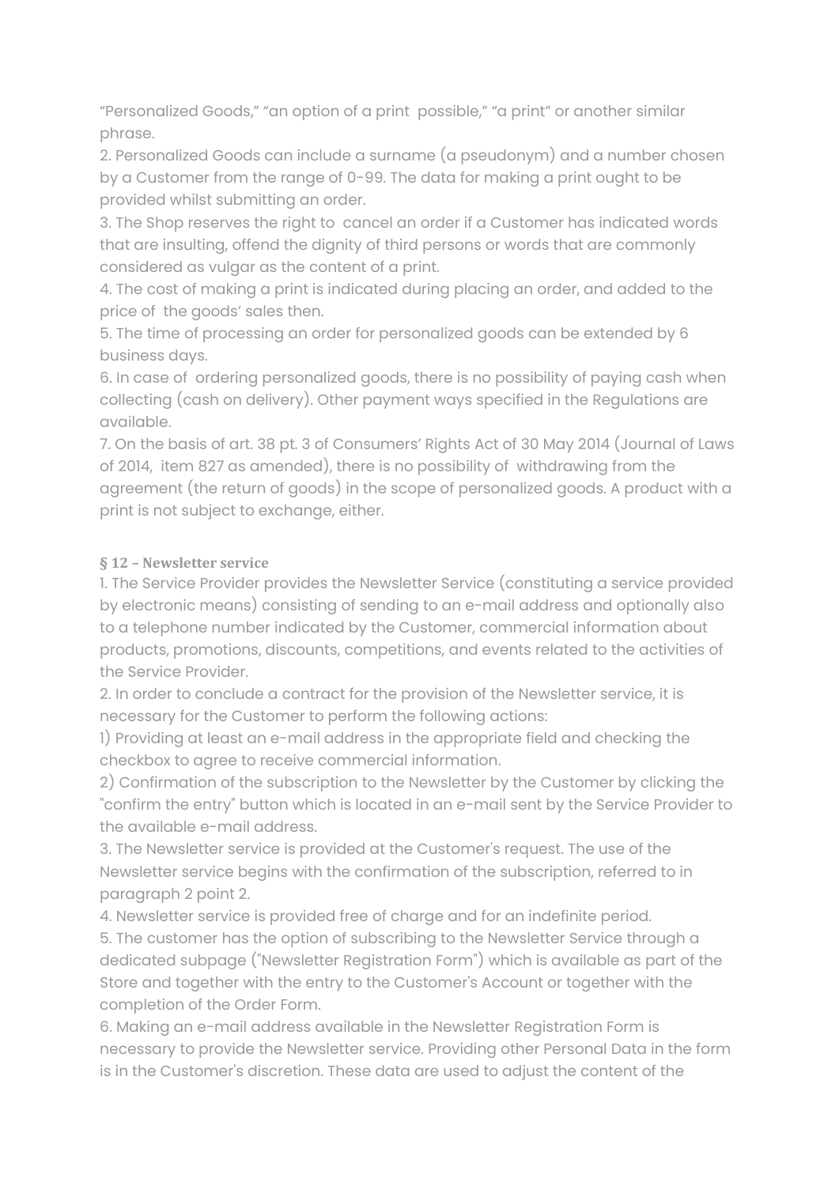"Personalized Goods," "an option of a print  possible," "a print" or another similar phrase.

2. Personalized Goods can include a surname (a pseudonym) and a number chosen by a Customer from the range of 0-99. The data for making a print ought to be provided whilst submitting an order.

3. The Shop reserves the right to  cancel an order if a Customer has indicated words that are insulting, offend the dignity of third persons or words that are commonly considered as vulgar as the content of a print.

4. The cost of making a print is indicated during placing an order, and added to the price of  the goods' sales then.

5. The time of processing an order for personalized goods can be extended by 6 business days.

6. In case of  ordering personalized goods, there is no possibility of paying cash when collecting (cash on delivery). Other payment ways specified in the Regulations are available.

7. On the basis of art. 38 pt. 3 of Consumers' Rights Act of 30 May 2014 (Journal of Laws of 2014,  item 827 as amended), there is no possibility of  withdrawing from the agreement (the return of goods) in the scope of personalized goods. A product with a print is not subject to exchange, either.

**§ 12 – Newsletter service**

1. The Service Provider provides the Newsletter Service (constituting a service provided by electronic means) consisting of sending to an e-mail address and optionally also to a telephone number indicated by the Customer, commercial information about products, promotions, discounts, competitions, and events related to the activities of the Service Provider.

2. In order to conclude a contract for the provision of the Newsletter service, it is necessary for the Customer to perform the following actions:

1) Providing at least an e-mail address in the appropriate field and checking the checkbox to agree to receive commercial information.

2) Confirmation of the subscription to the Newsletter by the Customer by clicking the "confirm the entry" button which is located in an e-mail sent by the Service Provider to the available e-mail address.

3. The Newsletter service is provided at the Customer's request. The use of the Newsletter service begins with the confirmation of the subscription, referred to in paragraph 2 point 2.

4. Newsletter service is provided free of charge and for an indefinite period.

5. The customer has the option of subscribing to the Newsletter Service through a dedicated subpage ("Newsletter Registration Form") which is available as part of the Store and together with the entry to the Customer's Account or together with the completion of the Order Form.

6. Making an e-mail address available in the Newsletter Registration Form is necessary to provide the Newsletter service. Providing other Personal Data in the form is in the Customer's discretion. These data are used to adjust the content of the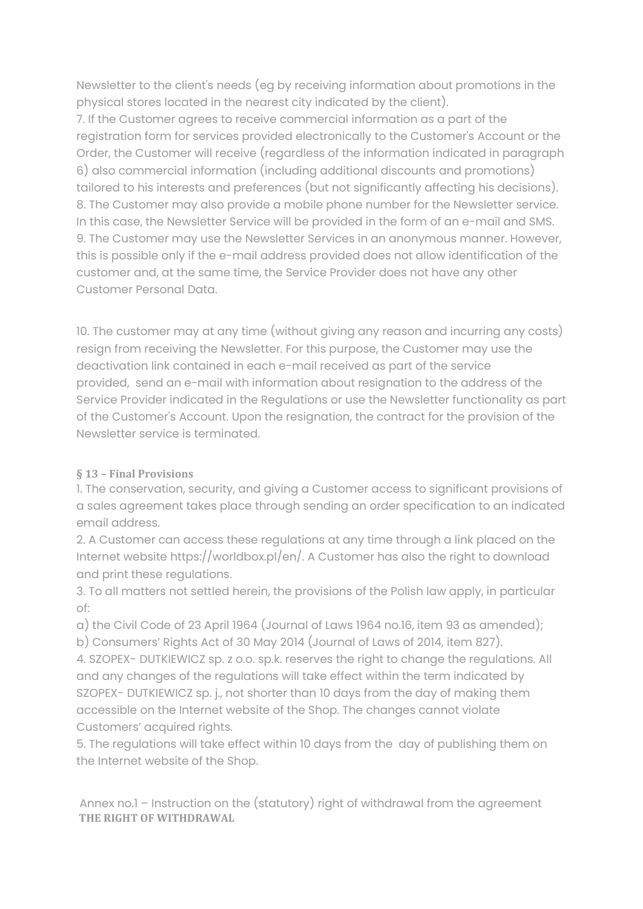Newsletter to the client's needs (eg by receiving information about promotions in the physical stores located in the nearest city indicated by the client).

7. If the Customer agrees to receive commercial information as a part of the registration form for services provided electronically to the Customer's Account or the Order, the Customer will receive (regardless of the information indicated in paragraph 6) also commercial information (including additional discounts and promotions) tailored to his interests and preferences (but not significantly affecting his decisions).

8. The Customer may also provide a mobile phone number for the Newsletter service. In this case, the Newsletter Service will be provided in the form of an e-mail and SMS.

9. The Customer may use the Newsletter Services in an anonymous manner. However, this is possible only if the e-mail address provided does not allow identification of the customer and, at the same time, the Service Provider does not have any other Customer Personal Data.

10. The customer may at any time (without giving any reason and incurring any costs) resign from receiving the Newsletter. For this purpose, the Customer may use the deactivation link contained in each e-mail received as part of the service provided, send an e-mail with information about resignation to the address of the Service Provider indicated in the Regulations or use the Newsletter functionality as part of the Customer's Account. Upon the resignation, the contract for the provision of the Newsletter service is terminated.

**§ 13 – Final Provisions**

1. The conservation, security, and giving a Customer access to significant provisions of a sales agreement takes place through sending an order specification to an indicated email address.

2. A Customer can access these regulations at any time through a link placed on the Internet website https://worldbox.pl/en/. A Customer has also the right to download and print these regulations.

3. To all matters not settled herein, the provisions of the Polish law apply, in particular of:

a) the Civil Code of 23 April 1964 (Journal of Laws 1964 no.16, item 93 as amended);

b) Consumers' Rights Act of 30 May 2014 (Journal of Laws of 2014, item 827).

4. SZOPEX- DUTKIEWICZ sp. z o.o. sp.k. reserves the right to change the regulations. All and any changes of the regulations will take effect within the term indicated by SZOPEX- DUTKIEWICZ sp. j., not shorter than 10 days from the day of making them accessible on the Internet website of the Shop. The changes cannot violate Customers' acquired rights.

5. The regulations will take effect within 10 days from the day of publishing them on the Internet website of the Shop.

Annex no.1 – Instruction on the (statutory) right of withdrawal from the agreement

**THE RIGHT OF WITHDRAWAL**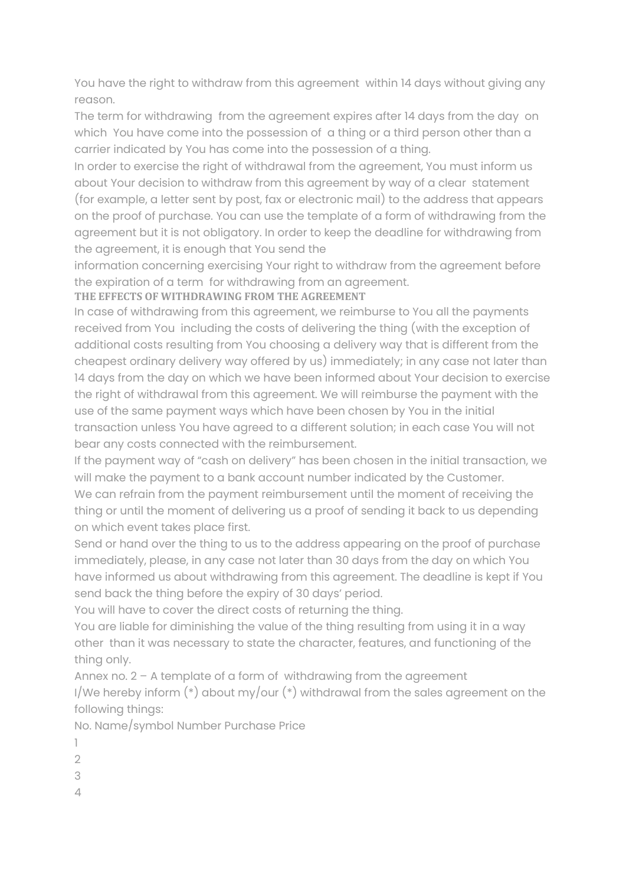You have the right to withdraw from this agreement within 14 days without giving any reason.

The term for withdrawing from the agreement expires after 14 days from the day on which You have come into the possession of a thing or a third person other than a carrier indicated by You has come into the possession of a thing.

In order to exercise the right of withdrawal from the agreement, You must inform us about Your decision to withdraw from this agreement by way of a clear statement (for example, a letter sent by post, fax or electronic mail) to the address that appears on the proof of purchase. You can use the template of a form of withdrawing from the agreement but it is not obligatory. In order to keep the deadline for withdrawing from the agreement, it is enough that You send the information concerning exercising Your right to withdraw from the agreement before the expiration of a term for withdrawing from an agreement.

**THE EFFECTS OF WITHDRAWING FROM THE AGREEMENT**

In case of withdrawing from this agreement, we reimburse to You all the payments received from You including the costs of delivering the thing (with the exception of additional costs resulting from You choosing a delivery way that is different from the cheapest ordinary delivery way offered by us) immediately; in any case not later than 14 days from the day on which we have been informed about Your decision to exercise the right of withdrawal from this agreement. We will reimburse the payment with the use of the same payment ways which have been chosen by You in the initial transaction unless You have agreed to a different solution; in each case You will not bear any costs connected with the reimbursement.

If the payment way of "cash on delivery" has been chosen in the initial transaction, we will make the payment to a bank account number indicated by the Customer.

We can refrain from the payment reimbursement until the moment of receiving the thing or until the moment of delivering us a proof of sending it back to us depending on which event takes place first.

Send or hand over the thing to us to the address appearing on the proof of purchase immediately, please, in any case not later than 30 days from the day on which You have informed us about withdrawing from this agreement. The deadline is kept if You send back the thing before the expiry of 30 days' period.

You will have to cover the direct costs of returning the thing.

You are liable for diminishing the value of the thing resulting from using it in a way other than it was necessary to state the character, features, and functioning of the thing only.

Annex no. 2 – A template of a form of withdrawing from the agreement

I/We hereby inform (*) about my/our (*) withdrawal from the sales agreement on the following things:

| No. | Name/symbol | Number | Purchase Price |
|---|---|---|---|
| 1 | | | |
| 2 | | | |
| 3 | | | |
| 4 | | | |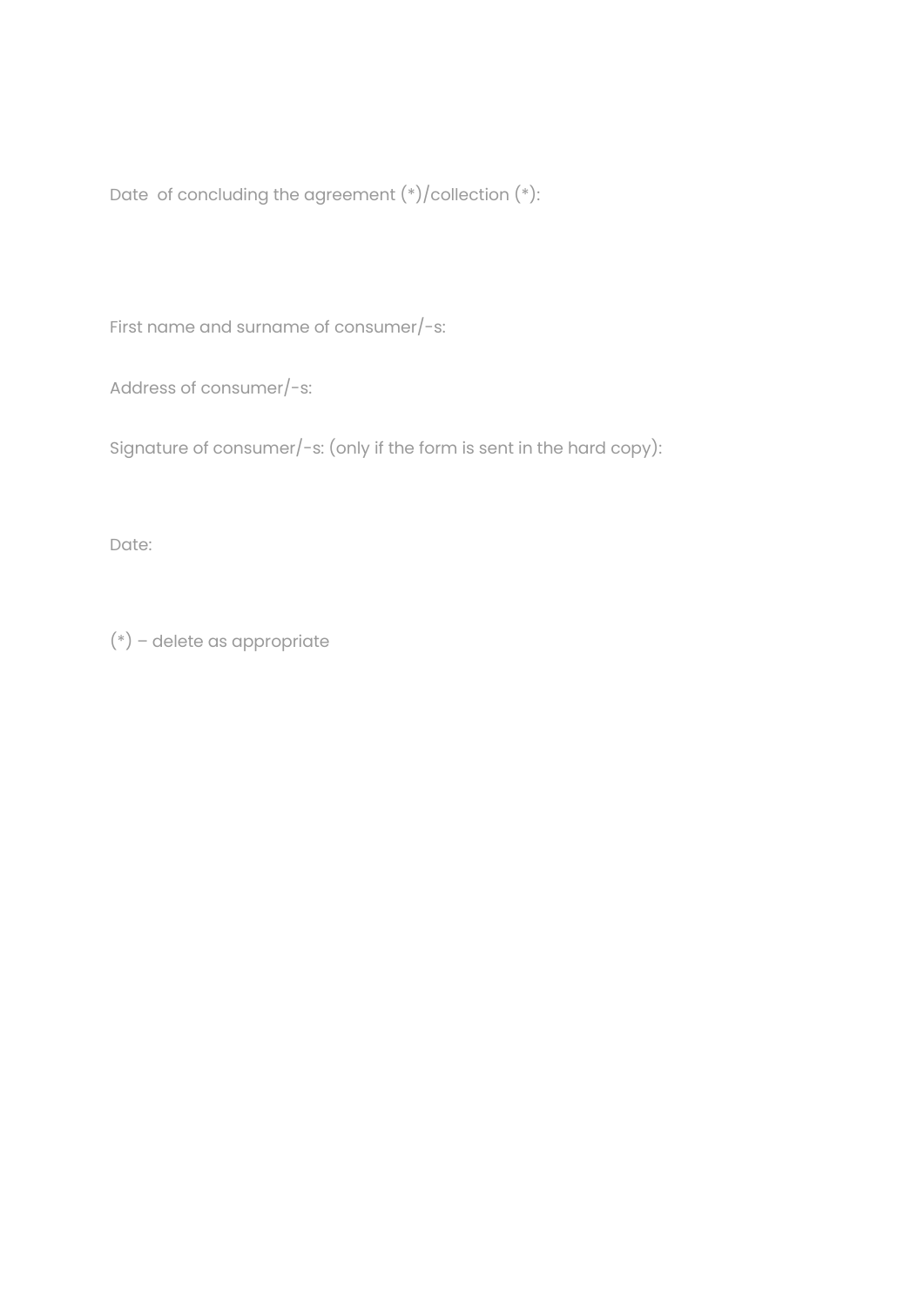Date  of concluding the agreement (*)/collection (*):

First name and surname of consumer/-s:

Address of consumer/-s:

Signature of consumer/-s: (only if the form is sent in the hard copy):

Date:

(*) – delete as appropriate